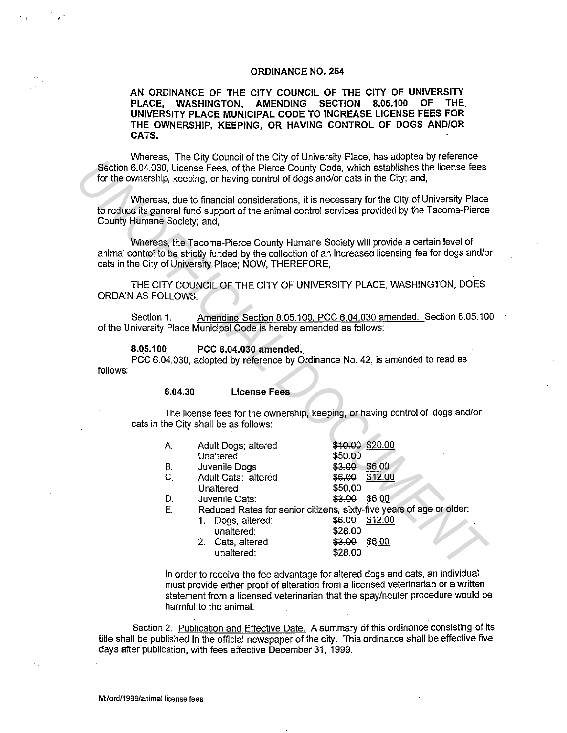# ORDINANCE NO. 254

**AN ORDINANCE OF THE CITY COUNCIL OF THE CITY OF UNIVERSITY PLACE, WASHINGTON, AMENDING SECTION 8.05.100 OF THE UNIVERSITY PLACE MUNICIPAL CODE TO INCREASE LICENSE FEES FOR THE OWNERSHIP, KEEPING, OR HAVING CONTROL OF DOGS AND/OR CATS.**

Whereas, The City Council of the City of University Place, has adopted by reference Section 6.04.030, License Fees, of the Pierce County Code, which establishes the license fees for the ownership, keeping, or having control of dogs and/or cats in the City; and,

Whereas, due to financial considerations, it is necessary for the City of University Place to reduce its general fund support of the animal control services provided by the Tacoma-Pierce County Humane Society; and,

Whereas, the Tacoma-Pierce County Humane Society will provide a certain level of animal control to be strictly funded by the collection of an increased licensing fee for dogs and/or cats in the City of University Place; NOW, THEREFORE,

THE CITY COUNCIL OF THE CITY OF UNIVERSITY PLACE, WASHINGTON, DOES ORDAIN AS FOLLOWS:

Section 1. Amending Section 8.05.100, PCC 6.04.030 amended. Section 8.05.100 of the University Place Municipal Code is hereby amended as follows:

**8.05.100 PCC 6.04.030 amended.**

PCC 6.04.030, adopted by reference by Ordinance No. 42, is amended to read as follows:

**6.04.30 License Fees**

The license fees for the ownership, keeping, or having control of dogs and/or cats in the City shall be as follows:

A. Adult Dogs; altered ~~$10.00~~ $20.00
   Unaltered $50.00
B. Juvenile Dogs ~~$3.00~~ $6.00
C. Adult Cats: altered ~~$6.00~~ $12.00
   Unaltered $50.00
D. Juvenile Cats: ~~$3.00~~ $6.00
E. Reduced Rates for senior citizens, sixty-five years of age or older:
   1. Dogs, altered: ~~$6.00~~ $12.00
      unaltered: $28.00
   2. Cats, altered ~~$3.00~~ $6.00
      unaltered: $28.00

In order to receive the fee advantage for altered dogs and cats, an individual must provide either proof of alteration from a licensed veterinarian or a written statement from a licensed veterinarian that the spay/neuter procedure would be harmful to the animal.

Section 2. Publication and Effective Date. A summary of this ordinance consisting of its title shall be published in the official newspaper of the city. This ordinance shall be effective five days after publication, with fees effective December 31, 1999.

M:/ord/1999/animal license fees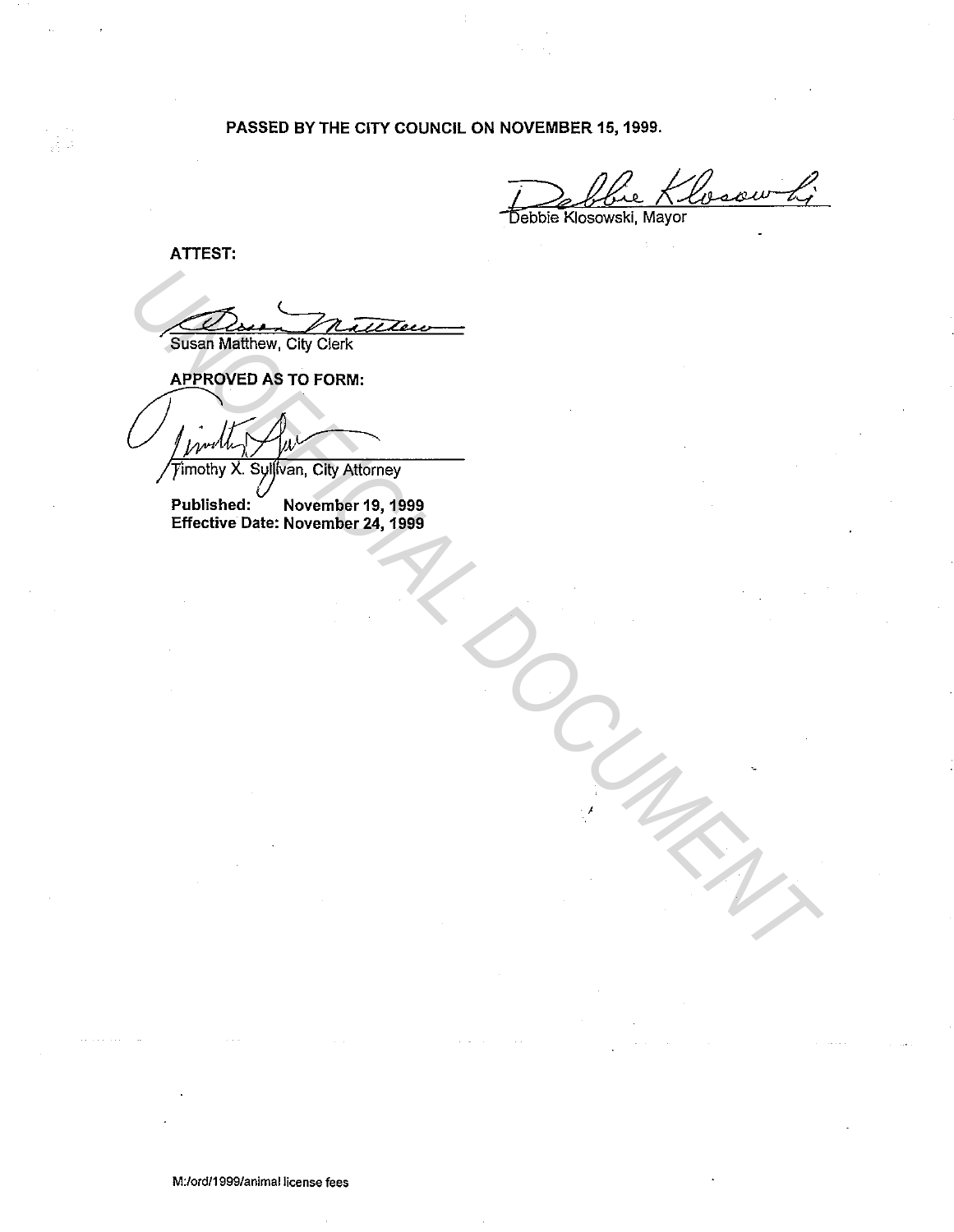**PASSED BY THE CITY COUNCIL ON NOVEMBER 15, 1999.**

Debbie Klosowski, Mayor

**ATTEST:**

Susan Matthew, City Clerk

**APPROVED AS TO FORM:**

Timothy X. Sullivan, City Attorney

**Published:** **November 19, 1999**
**Effective Date: November 24, 1999**

UNOFFICIAL DOCUMENT

M:/ord/1999/animal license fees